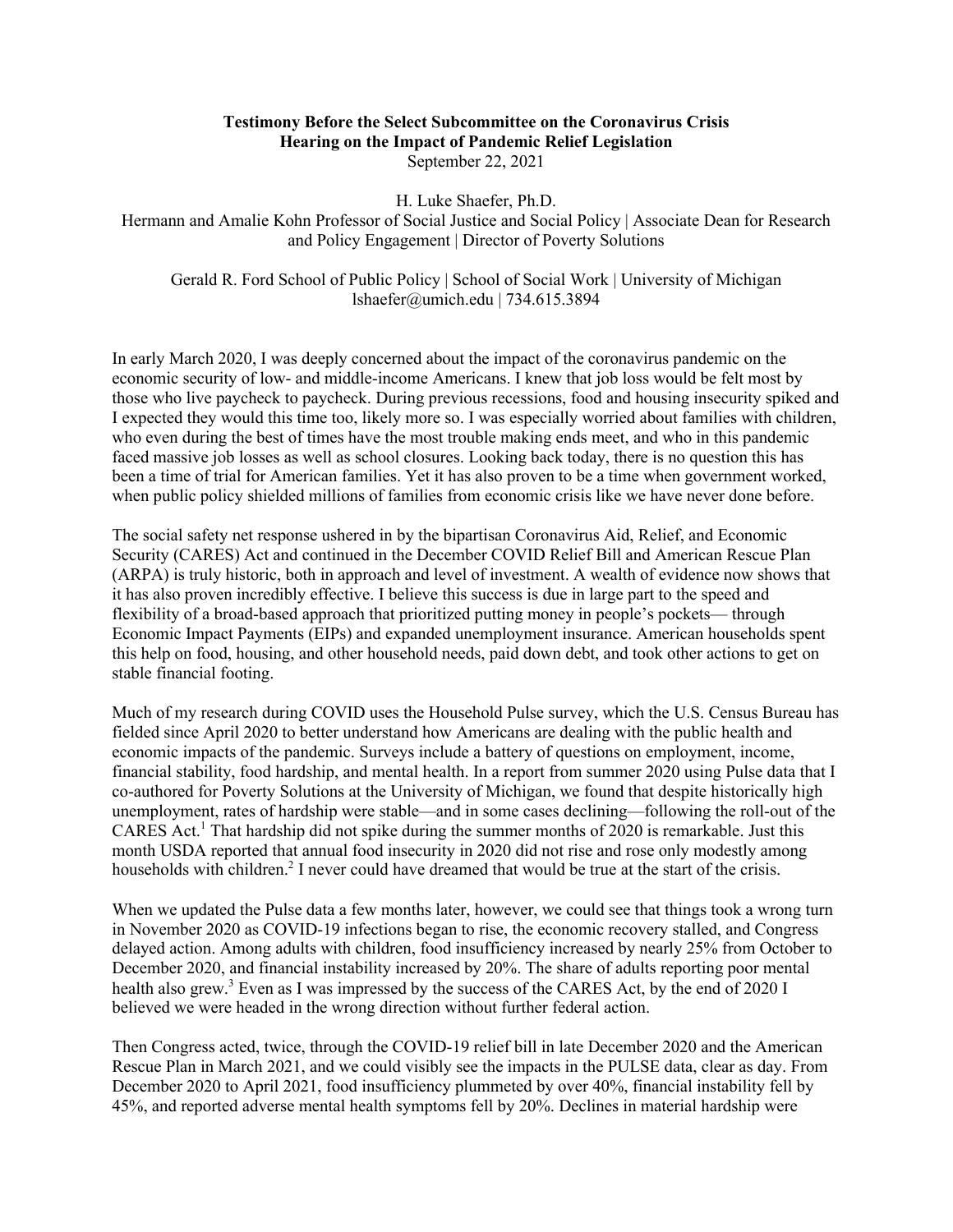**Testimony Before the Select Subcommittee on the Coronavirus Crisis**
**Hearing on the Impact of Pandemic Relief Legislation**
September 22, 2021

H. Luke Shaefer, Ph.D.
Hermann and Amalie Kohn Professor of Social Justice and Social Policy | Associate Dean for Research and Policy Engagement | Director of Poverty Solutions

Gerald R. Ford School of Public Policy | School of Social Work | University of Michigan
lshaefer@umich.edu | 734.615.3894

In early March 2020, I was deeply concerned about the impact of the coronavirus pandemic on the economic security of low- and middle-income Americans. I knew that job loss would be felt most by those who live paycheck to paycheck. During previous recessions, food and housing insecurity spiked and I expected they would this time too, likely more so. I was especially worried about families with children, who even during the best of times have the most trouble making ends meet, and who in this pandemic faced massive job losses as well as school closures. Looking back today, there is no question this has been a time of trial for American families. Yet it has also proven to be a time when government worked, when public policy shielded millions of families from economic crisis like we have never done before.

The social safety net response ushered in by the bipartisan Coronavirus Aid, Relief, and Economic Security (CARES) Act and continued in the December COVID Relief Bill and American Rescue Plan (ARPA) is truly historic, both in approach and level of investment. A wealth of evidence now shows that it has also proven incredibly effective. I believe this success is due in large part to the speed and flexibility of a broad-based approach that prioritized putting money in people's pockets— through Economic Impact Payments (EIPs) and expanded unemployment insurance. American households spent this help on food, housing, and other household needs, paid down debt, and took other actions to get on stable financial footing.

Much of my research during COVID uses the Household Pulse survey, which the U.S. Census Bureau has fielded since April 2020 to better understand how Americans are dealing with the public health and economic impacts of the pandemic. Surveys include a battery of questions on employment, income, financial stability, food hardship, and mental health. In a report from summer 2020 using Pulse data that I co-authored for Poverty Solutions at the University of Michigan, we found that despite historically high unemployment, rates of hardship were stable—and in some cases declining—following the roll-out of the CARES Act.[1] That hardship did not spike during the summer months of 2020 is remarkable. Just this month USDA reported that annual food insecurity in 2020 did not rise and rose only modestly among households with children.[2] I never could have dreamed that would be true at the start of the crisis.

When we updated the Pulse data a few months later, however, we could see that things took a wrong turn in November 2020 as COVID-19 infections began to rise, the economic recovery stalled, and Congress delayed action. Among adults with children, food insufficiency increased by nearly 25% from October to December 2020, and financial instability increased by 20%. The share of adults reporting poor mental health also grew.[3] Even as I was impressed by the success of the CARES Act, by the end of 2020 I believed we were headed in the wrong direction without further federal action.

Then Congress acted, twice, through the COVID-19 relief bill in late December 2020 and the American Rescue Plan in March 2021, and we could visibly see the impacts in the PULSE data, clear as day. From December 2020 to April 2021, food insufficiency plummeted by over 40%, financial instability fell by 45%, and reported adverse mental health symptoms fell by 20%. Declines in material hardship were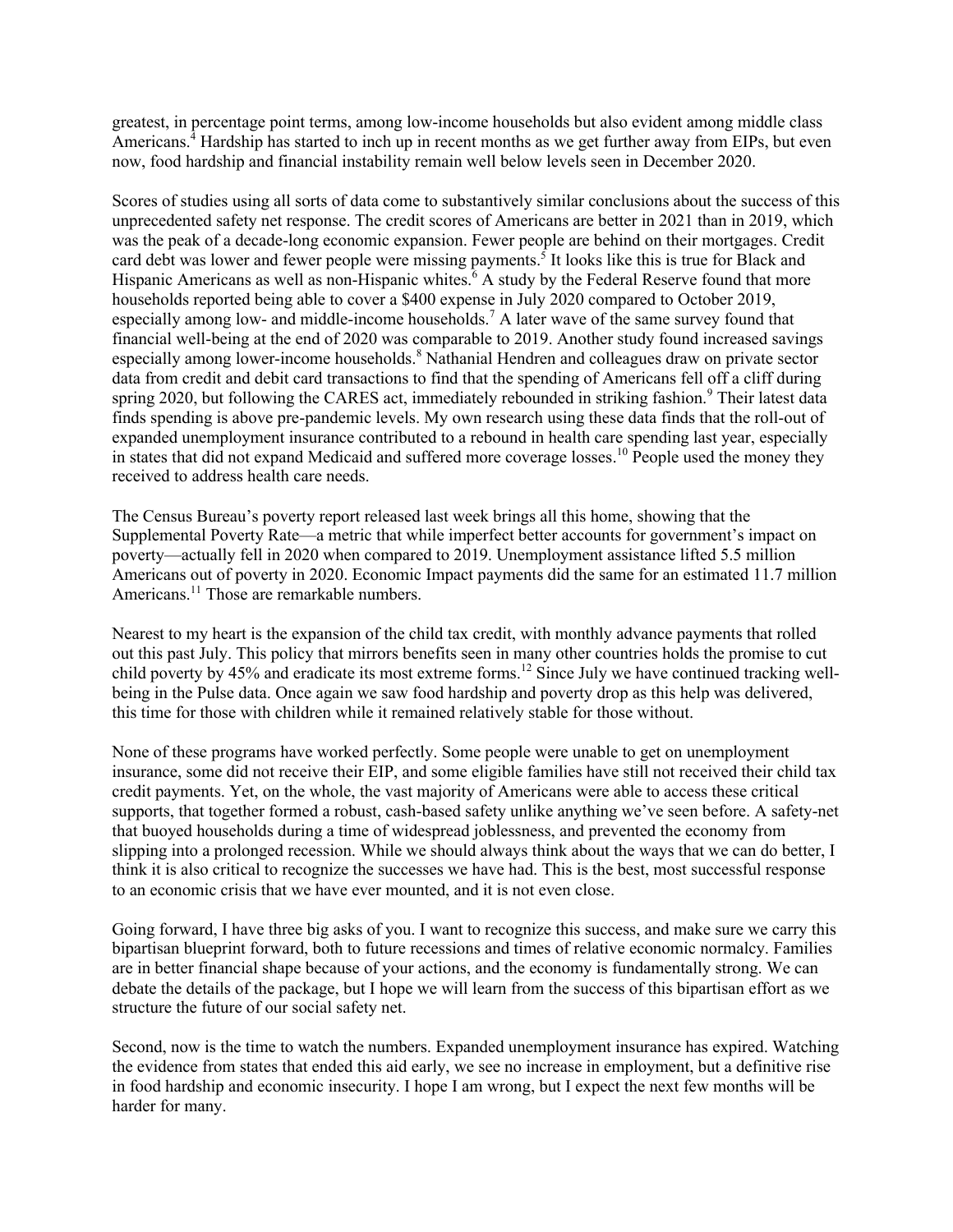greatest, in percentage point terms, among low-income households but also evident among middle class Americans.[4] Hardship has started to inch up in recent months as we get further away from EIPs, but even now, food hardship and financial instability remain well below levels seen in December 2020.

Scores of studies using all sorts of data come to substantively similar conclusions about the success of this unprecedented safety net response. The credit scores of Americans are better in 2021 than in 2019, which was the peak of a decade-long economic expansion. Fewer people are behind on their mortgages. Credit card debt was lower and fewer people were missing payments.[5] It looks like this is true for Black and Hispanic Americans as well as non-Hispanic whites.[6] A study by the Federal Reserve found that more households reported being able to cover a $400 expense in July 2020 compared to October 2019, especially among low- and middle-income households.[7] A later wave of the same survey found that financial well-being at the end of 2020 was comparable to 2019. Another study found increased savings especially among lower-income households.[8] Nathanial Hendren and colleagues draw on private sector data from credit and debit card transactions to find that the spending of Americans fell off a cliff during spring 2020, but following the CARES act, immediately rebounded in striking fashion.[9] Their latest data finds spending is above pre-pandemic levels. My own research using these data finds that the roll-out of expanded unemployment insurance contributed to a rebound in health care spending last year, especially in states that did not expand Medicaid and suffered more coverage losses.[10] People used the money they received to address health care needs.

The Census Bureau's poverty report released last week brings all this home, showing that the Supplemental Poverty Rate—a metric that while imperfect better accounts for government's impact on poverty—actually fell in 2020 when compared to 2019. Unemployment assistance lifted 5.5 million Americans out of poverty in 2020. Economic Impact payments did the same for an estimated 11.7 million Americans.[11] Those are remarkable numbers.

Nearest to my heart is the expansion of the child tax credit, with monthly advance payments that rolled out this past July. This policy that mirrors benefits seen in many other countries holds the promise to cut child poverty by 45% and eradicate its most extreme forms.[12] Since July we have continued tracking well-being in the Pulse data. Once again we saw food hardship and poverty drop as this help was delivered, this time for those with children while it remained relatively stable for those without.

None of these programs have worked perfectly. Some people were unable to get on unemployment insurance, some did not receive their EIP, and some eligible families have still not received their child tax credit payments. Yet, on the whole, the vast majority of Americans were able to access these critical supports, that together formed a robust, cash-based safety unlike anything we've seen before. A safety-net that buoyed households during a time of widespread joblessness, and prevented the economy from slipping into a prolonged recession. While we should always think about the ways that we can do better, I think it is also critical to recognize the successes we have had. This is the best, most successful response to an economic crisis that we have ever mounted, and it is not even close.

Going forward, I have three big asks of you. I want to recognize this success, and make sure we carry this bipartisan blueprint forward, both to future recessions and times of relative economic normalcy. Families are in better financial shape because of your actions, and the economy is fundamentally strong. We can debate the details of the package, but I hope we will learn from the success of this bipartisan effort as we structure the future of our social safety net.

Second, now is the time to watch the numbers. Expanded unemployment insurance has expired. Watching the evidence from states that ended this aid early, we see no increase in employment, but a definitive rise in food hardship and economic insecurity. I hope I am wrong, but I expect the next few months will be harder for many.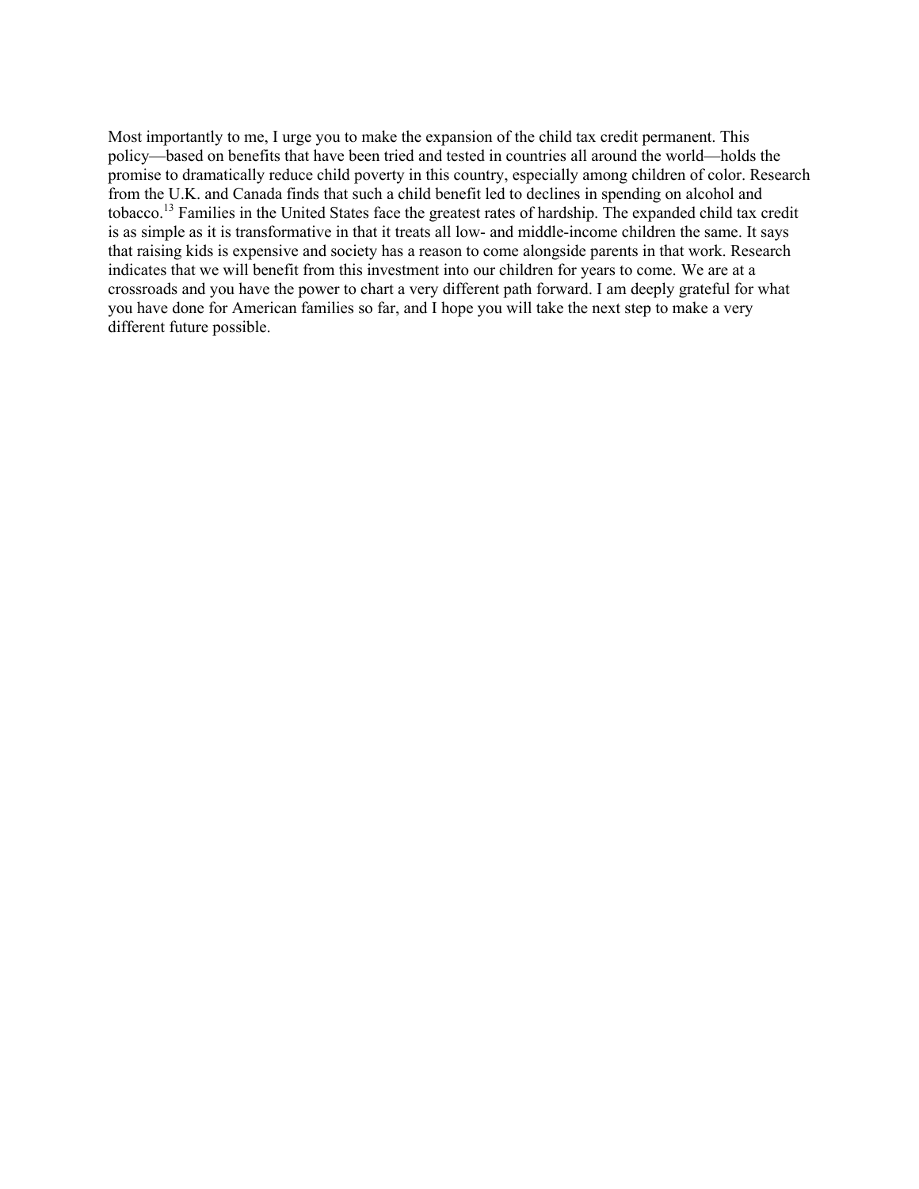Most importantly to me, I urge you to make the expansion of the child tax credit permanent. This policy—based on benefits that have been tried and tested in countries all around the world—holds the promise to dramatically reduce child poverty in this country, especially among children of color. Research from the U.K. and Canada finds that such a child benefit led to declines in spending on alcohol and tobacco.[13] Families in the United States face the greatest rates of hardship. The expanded child tax credit is as simple as it is transformative in that it treats all low- and middle-income children the same. It says that raising kids is expensive and society has a reason to come alongside parents in that work. Research indicates that we will benefit from this investment into our children for years to come. We are at a crossroads and you have the power to chart a very different path forward. I am deeply grateful for what you have done for American families so far, and I hope you will take the next step to make a very different future possible.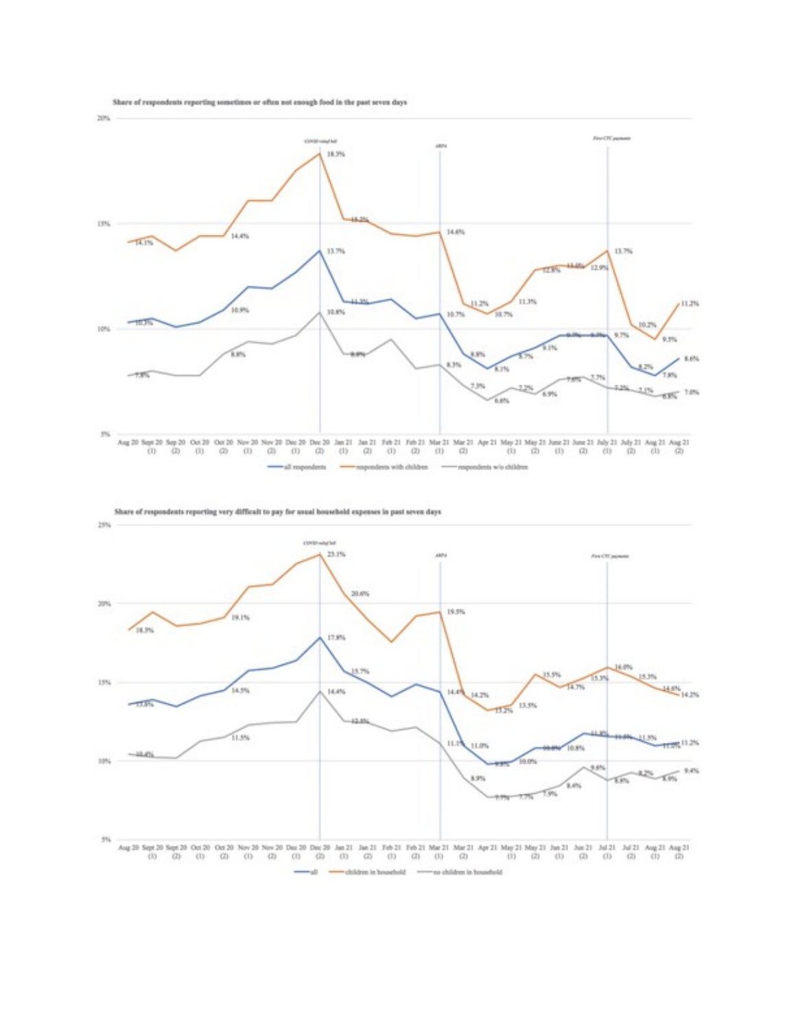Share of respondents reporting sometimes or often not enough food in the past seven days

20%
15%
10%
5%

COVID relief bill
ARPA
First CTC payments

18.3%
15.2%
14.6%
14.1%
14.4%
13.7%
13.7%
11.2%
10.7%
11.3%
12.8%
13.0%
12.9%
10.2%
9.5%
11.2%
10.3%
10.9%
11.3%
10.8%
10.7%
8.8%
8.1%
8.7%
9.1%
9.7%
9.7%
9.7%
8.2%
7.8%
8.6%
7.8%
8.8%
8.8%
8.3%
7.3%
6.6%
7.2%
6.9%
7.6%
7.7%
7.2%
7.1%
6.8%
7.0%

Aug 20 | Sept 20 (1) | Sep 20 (2) | Oct 20 (1) | Oct 20 (2) | Nov 20 (1) | Nov 20 (2) | Dec 20 (1) | Dec 20 (2) | Jan 21 (1) | Jan 21 (2) | Feb 21 (1) | Feb 21 (2) | Mar 21 (1) | Mar 21 (2) | Apr 21 | May 21 (1) | May 21 (2) | June 21 (1) | June 21 (2) | July 21 (1) | July 21 (2) | Aug 21 (1) | Aug 21 (2)

all respondents — respondents with children — respondents w/o children

Share of respondents reporting very difficult to pay for usual household expenses in past seven days

25%
20%
15%
10%
5%

COVID relief bill
ARPA
First CTC payments

23.1%
20.6%
19.5%
18.3%
19.1%
14.2%
13.2%
13.5%
15.5%
14.7%
15.3%
16.0%
15.3%
14.6%
14.2%
17.8%
15.7%
13.6%
14.5%
14.4%
14.4%
11.0%
9.8%
10.0%
10.8%
10.8%
11.8%
11.6%
11.5%
11.0%
11.2%
14.4%
12.5%
10.4%
11.5%
11.1%
8.9%
7.7%
7.7%
7.9%
8.4%
9.6%
8.8%
9.2%
8.9%
9.4%

Aug 20 | Sept 20 (1) | Sept 20 (2) | Oct 20 (1) | Oct 20 (2) | Nov 20 (1) | Nov 20 (2) | Dec 20 (1) | Dec 20 (2) | Jan 21 (1) | Jan 21 (2) | Feb 21 (1) | Feb 21 (2) | Mar 21 (1) | Mar 21 (2) | Apr 21 | May 21 (1) | May 21 (2) | Jun 21 (1) | Jun 21 (2) | Jul 21 (1) | Jul 21 (2) | Aug 21 (1) | Aug 21 (2)

all — children in household — no children in household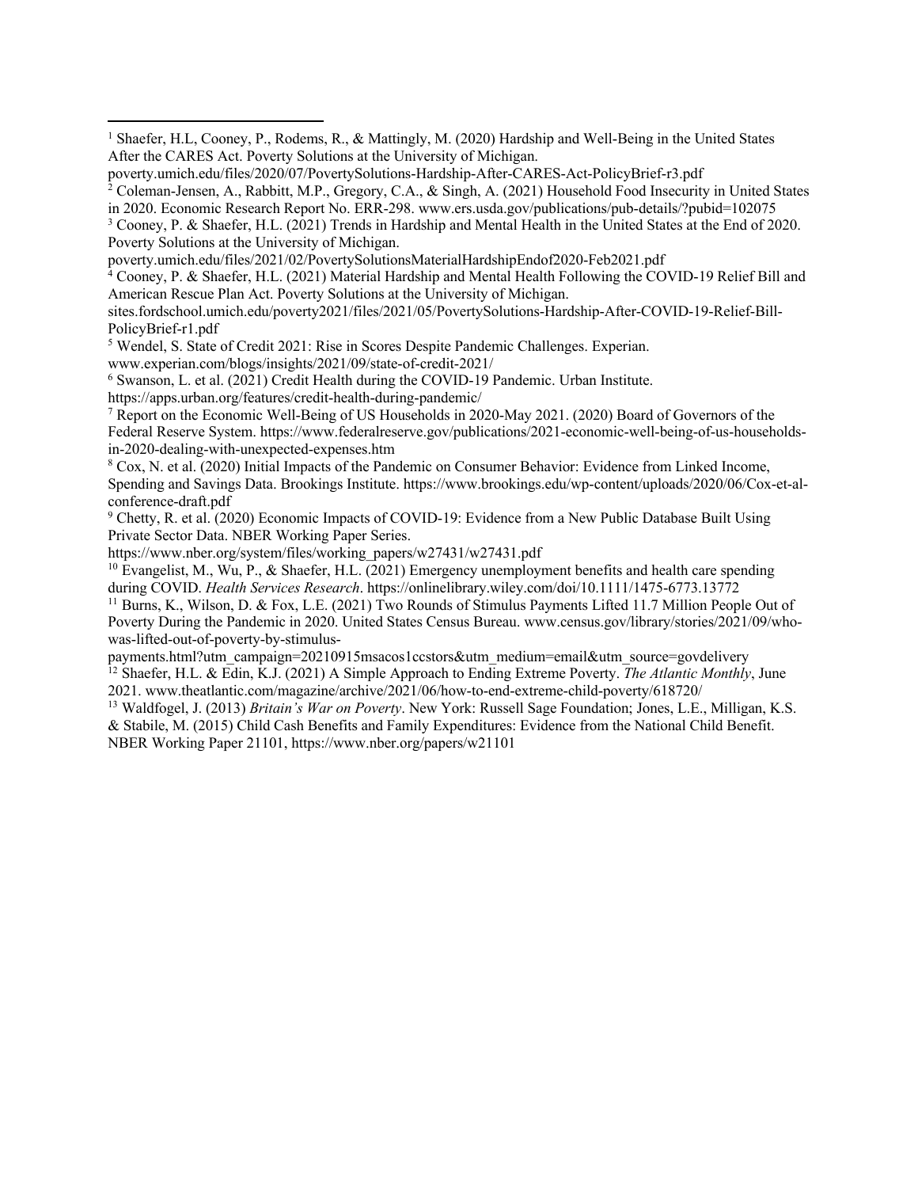[1] Shaefer, H.L, Cooney, P., Rodems, R., & Mattingly, M. (2020) Hardship and Well-Being in the United States After the CARES Act. Poverty Solutions at the University of Michigan. poverty.umich.edu/files/2020/07/PovertySolutions-Hardship-After-CARES-Act-PolicyBrief-r3.pdf

[2] Coleman-Jensen, A., Rabbitt, M.P., Gregory, C.A., & Singh, A. (2021) Household Food Insecurity in United States in 2020. Economic Research Report No. ERR-298. www.ers.usda.gov/publications/pub-details/?pubid=102075

[3] Cooney, P. & Shaefer, H.L. (2021) Trends in Hardship and Mental Health in the United States at the End of 2020. Poverty Solutions at the University of Michigan. poverty.umich.edu/files/2021/02/PovertySolutionsMaterialHardshipEndof2020-Feb2021.pdf

[4] Cooney, P. & Shaefer, H.L. (2021) Material Hardship and Mental Health Following the COVID-19 Relief Bill and American Rescue Plan Act. Poverty Solutions at the University of Michigan. sites.fordschool.umich.edu/poverty2021/files/2021/05/PovertySolutions-Hardship-After-COVID-19-Relief-Bill-PolicyBrief-r1.pdf

[5] Wendel, S. State of Credit 2021: Rise in Scores Despite Pandemic Challenges. Experian. www.experian.com/blogs/insights/2021/09/state-of-credit-2021/

[6] Swanson, L. et al. (2021) Credit Health during the COVID-19 Pandemic. Urban Institute. https://apps.urban.org/features/credit-health-during-pandemic/

[7] Report on the Economic Well-Being of US Households in 2020-May 2021. (2020) Board of Governors of the Federal Reserve System. https://www.federalreserve.gov/publications/2021-economic-well-being-of-us-households-in-2020-dealing-with-unexpected-expenses.htm

[8] Cox, N. et al. (2020) Initial Impacts of the Pandemic on Consumer Behavior: Evidence from Linked Income, Spending and Savings Data. Brookings Institute. https://www.brookings.edu/wp-content/uploads/2020/06/Cox-et-al-conference-draft.pdf

[9] Chetty, R. et al. (2020) Economic Impacts of COVID-19: Evidence from a New Public Database Built Using Private Sector Data. NBER Working Paper Series. https://www.nber.org/system/files/working_papers/w27431/w27431.pdf

[10] Evangelist, M., Wu, P., & Shaefer, H.L. (2021) Emergency unemployment benefits and health care spending during COVID. *Health Services Research*. https://onlinelibrary.wiley.com/doi/10.1111/1475-6773.13772

[11] Burns, K., Wilson, D. & Fox, L.E. (2021) Two Rounds of Stimulus Payments Lifted 11.7 Million People Out of Poverty During the Pandemic in 2020. United States Census Bureau. www.census.gov/library/stories/2021/09/who-was-lifted-out-of-poverty-by-stimulus-payments.html?utm_campaign=20210915msacos1ccstors&utm_medium=email&utm_source=govdelivery

[12] Shaefer, H.L. & Edin, K.J. (2021) A Simple Approach to Ending Extreme Poverty. *The Atlantic Monthly*, June 2021. www.theatlantic.com/magazine/archive/2021/06/how-to-end-extreme-child-poverty/618720/

[13] Waldfogel, J. (2013) *Britain's War on Poverty*. New York: Russell Sage Foundation; Jones, L.E., Milligan, K.S. & Stabile, M. (2015) Child Cash Benefits and Family Expenditures: Evidence from the National Child Benefit. NBER Working Paper 21101, https://www.nber.org/papers/w21101